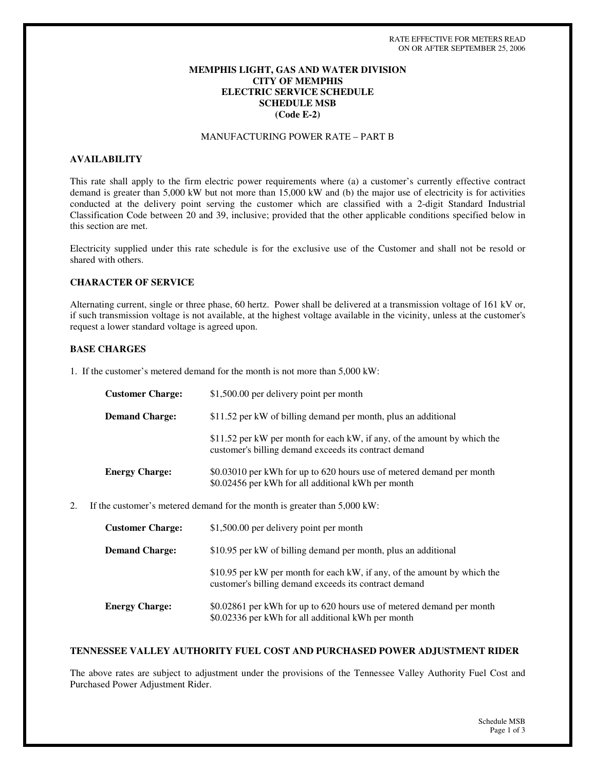RATE EFFECTIVE FOR METERS READ
ON OR AFTER SEPTEMBER 25, 2006

# MEMPHIS LIGHT, GAS AND WATER DIVISION
# CITY OF MEMPHIS
# ELECTRIC SERVICE SCHEDULE
# SCHEDULE MSB
# (Code E-2)

MANUFACTURING POWER RATE – PART B

## AVAILABILITY

This rate shall apply to the firm electric power requirements where (a) a customer's currently effective contract demand is greater than 5,000 kW but not more than 15,000 kW and (b) the major use of electricity is for activities conducted at the delivery point serving the customer which are classified with a 2-digit Standard Industrial Classification Code between 20 and 39, inclusive; provided that the other applicable conditions specified below in this section are met.

Electricity supplied under this rate schedule is for the exclusive use of the Customer and shall not be resold or shared with others.

## CHARACTER OF SERVICE

Alternating current, single or three phase, 60 hertz. Power shall be delivered at a transmission voltage of 161 kV or, if such transmission voltage is not available, at the highest voltage available in the vicinity, unless at the customer's request a lower standard voltage is agreed upon.

## BASE CHARGES

1. If the customer's metered demand for the month is not more than 5,000 kW:

| | |
|---|---|
| **Customer Charge:** | $1,500.00 per delivery point per month |
| **Demand Charge:** | $11.52 per kW of billing demand per month, plus an additional |
| | $11.52 per kW per month for each kW, if any, of the amount by which the customer's billing demand exceeds its contract demand |
| **Energy Charge:** | $0.03010 per kWh for up to 620 hours use of metered demand per month<br>$0.02456 per kWh for all additional kWh per month |

2. If the customer's metered demand for the month is greater than 5,000 kW:

| | |
|---|---|
| **Customer Charge:** | $1,500.00 per delivery point per month |
| **Demand Charge:** | $10.95 per kW of billing demand per month, plus an additional |
| | $10.95 per kW per month for each kW, if any, of the amount by which the customer's billing demand exceeds its contract demand |
| **Energy Charge:** | $0.02861 per kWh for up to 620 hours use of metered demand per month<br>$0.02336 per kWh for all additional kWh per month |

## TENNESSEE VALLEY AUTHORITY FUEL COST AND PURCHASED POWER ADJUSTMENT RIDER

The above rates are subject to adjustment under the provisions of the Tennessee Valley Authority Fuel Cost and Purchased Power Adjustment Rider.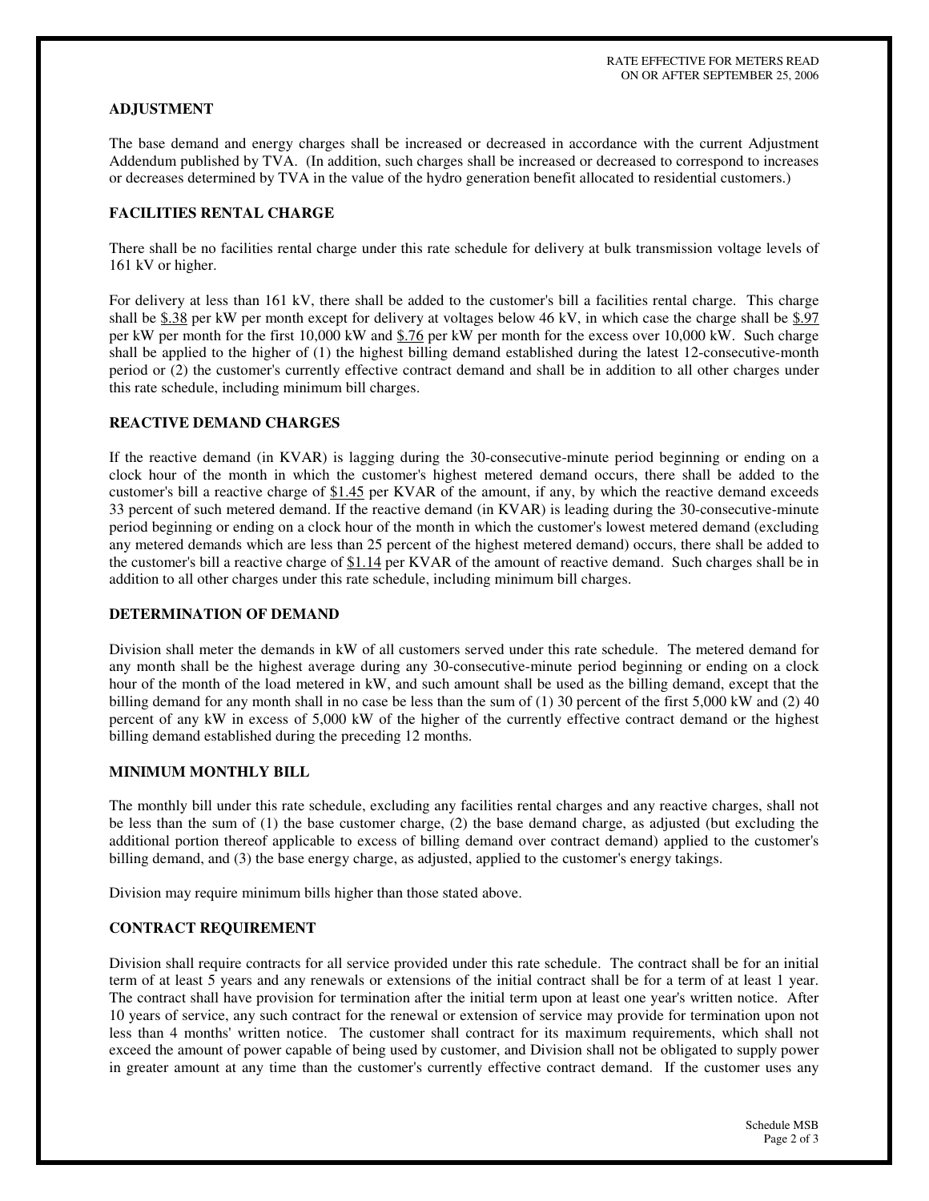## ADJUSTMENT

The base demand and energy charges shall be increased or decreased in accordance with the current Adjustment Addendum published by TVA. (In addition, such charges shall be increased or decreased to correspond to increases or decreases determined by TVA in the value of the hydro generation benefit allocated to residential customers.)

## FACILITIES RENTAL CHARGE

There shall be no facilities rental charge under this rate schedule for delivery at bulk transmission voltage levels of 161 kV or higher.

For delivery at less than 161 kV, there shall be added to the customer's bill a facilities rental charge. This charge shall be $.38 per kW per month except for delivery at voltages below 46 kV, in which case the charge shall be $.97 per kW per month for the first 10,000 kW and $.76 per kW per month for the excess over 10,000 kW. Such charge shall be applied to the higher of (1) the highest billing demand established during the latest 12-consecutive-month period or (2) the customer's currently effective contract demand and shall be in addition to all other charges under this rate schedule, including minimum bill charges.

## REACTIVE DEMAND CHARGES

If the reactive demand (in KVAR) is lagging during the 30-consecutive-minute period beginning or ending on a clock hour of the month in which the customer's highest metered demand occurs, there shall be added to the customer's bill a reactive charge of $1.45 per KVAR of the amount, if any, by which the reactive demand exceeds 33 percent of such metered demand. If the reactive demand (in KVAR) is leading during the 30-consecutive-minute period beginning or ending on a clock hour of the month in which the customer's lowest metered demand (excluding any metered demands which are less than 25 percent of the highest metered demand) occurs, there shall be added to the customer's bill a reactive charge of $1.14 per KVAR of the amount of reactive demand. Such charges shall be in addition to all other charges under this rate schedule, including minimum bill charges.

## DETERMINATION OF DEMAND

Division shall meter the demands in kW of all customers served under this rate schedule. The metered demand for any month shall be the highest average during any 30-consecutive-minute period beginning or ending on a clock hour of the month of the load metered in kW, and such amount shall be used as the billing demand, except that the billing demand for any month shall in no case be less than the sum of (1) 30 percent of the first 5,000 kW and (2) 40 percent of any kW in excess of 5,000 kW of the higher of the currently effective contract demand or the highest billing demand established during the preceding 12 months.

## MINIMUM MONTHLY BILL

The monthly bill under this rate schedule, excluding any facilities rental charges and any reactive charges, shall not be less than the sum of (1) the base customer charge, (2) the base demand charge, as adjusted (but excluding the additional portion thereof applicable to excess of billing demand over contract demand) applied to the customer's billing demand, and (3) the base energy charge, as adjusted, applied to the customer's energy takings.

Division may require minimum bills higher than those stated above.

## CONTRACT REQUIREMENT

Division shall require contracts for all service provided under this rate schedule. The contract shall be for an initial term of at least 5 years and any renewals or extensions of the initial contract shall be for a term of at least 1 year. The contract shall have provision for termination after the initial term upon at least one year's written notice. After 10 years of service, any such contract for the renewal or extension of service may provide for termination upon not less than 4 months' written notice. The customer shall contract for its maximum requirements, which shall not exceed the amount of power capable of being used by customer, and Division shall not be obligated to supply power in greater amount at any time than the customer's currently effective contract demand. If the customer uses any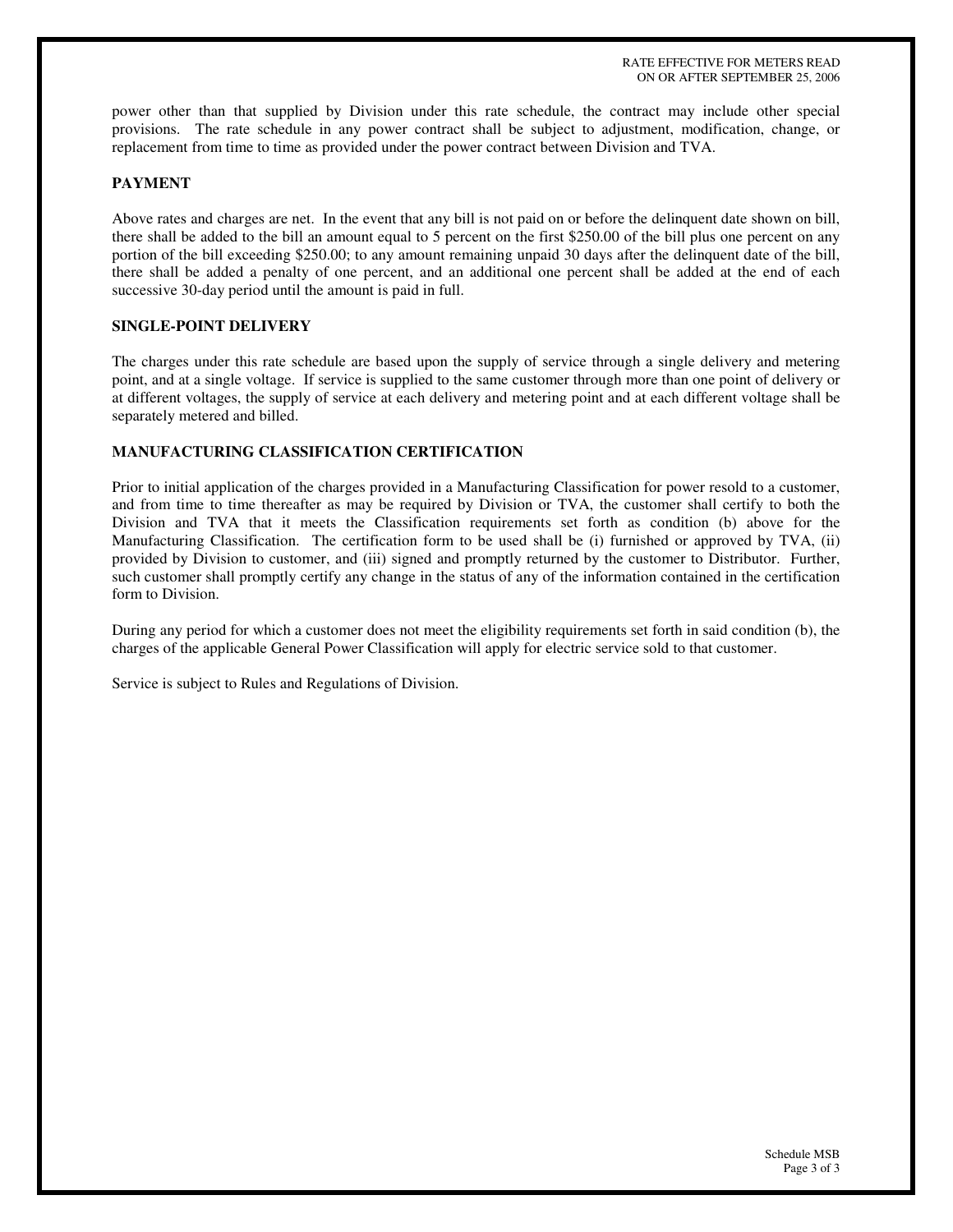power other than that supplied by Division under this rate schedule, the contract may include other special provisions. The rate schedule in any power contract shall be subject to adjustment, modification, change, or replacement from time to time as provided under the power contract between Division and TVA.

## PAYMENT

Above rates and charges are net. In the event that any bill is not paid on or before the delinquent date shown on bill, there shall be added to the bill an amount equal to 5 percent on the first $250.00 of the bill plus one percent on any portion of the bill exceeding $250.00; to any amount remaining unpaid 30 days after the delinquent date of the bill, there shall be added a penalty of one percent, and an additional one percent shall be added at the end of each successive 30-day period until the amount is paid in full.

## SINGLE-POINT DELIVERY

The charges under this rate schedule are based upon the supply of service through a single delivery and metering point, and at a single voltage. If service is supplied to the same customer through more than one point of delivery or at different voltages, the supply of service at each delivery and metering point and at each different voltage shall be separately metered and billed.

## MANUFACTURING CLASSIFICATION CERTIFICATION

Prior to initial application of the charges provided in a Manufacturing Classification for power resold to a customer, and from time to time thereafter as may be required by Division or TVA, the customer shall certify to both the Division and TVA that it meets the Classification requirements set forth as condition (b) above for the Manufacturing Classification. The certification form to be used shall be (i) furnished or approved by TVA, (ii) provided by Division to customer, and (iii) signed and promptly returned by the customer to Distributor. Further, such customer shall promptly certify any change in the status of any of the information contained in the certification form to Division.

During any period for which a customer does not meet the eligibility requirements set forth in said condition (b), the charges of the applicable General Power Classification will apply for electric service sold to that customer.

Service is subject to Rules and Regulations of Division.